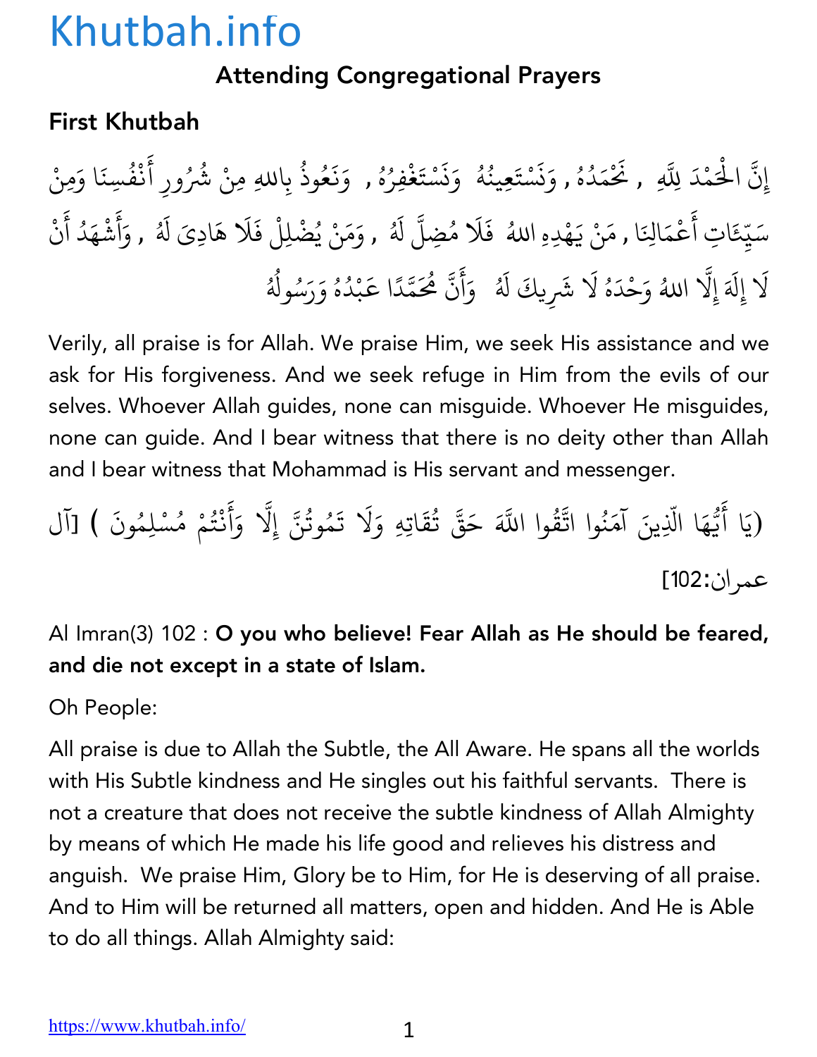Khutbah.info

# Attending Congregational Prayers

## First Khutbah

إِنَّ الْحَمْدَ لِلَّهِ , نَحْمَدُهُ , وَنَسْتَعِينُهُ وَنَسْتَغْفِرُهُ , وَنَعُوذُ بِاللهِ مِنْ شُرُورِ أَنْفُسِنَا وَمِنْ سَيِّئَاتِ أَعْمَالِنَا , مَنْ يَهْدِهِ اللهُ فَلَا مُضِلَّ لَهُ , وَمَنْ يُضْلِلْ فَلَا هَادِيَ لَهُ , وَأَشْهَدُ أَنْ لَا إِلَهَ إِلَّا اللهُ وَحْدَهُ لَا شَرِيكَ لَهُ وَأَنَّ مُحَمَّدًا عَبْدُهُ وَرَسُولُهُ

Verily, all praise is for Allah. We praise Him, we seek His assistance and we ask for His forgiveness. And we seek refuge in Him from the evils of our selves. Whoever Allah guides, none can misguide. Whoever He misguides, none can guide. And I bear witness that there is no deity other than Allah and I bear witness that Mohammad is His servant and messenger.

(يَا أَيُّهَا الَّذِينَ آمَنُوا اتَّقُوا اللَّهَ حَقَّ تُقَاتِهِ وَلَا تَمُوتُنَّ إِلَّا وَأَنْتُمْ مُسْلِمُونَ ) [آل عمران:102]

Al Imran(3) 102 : **O you who believe! Fear Allah as He should be feared, and die not except in a state of Islam.**

Oh People:

All praise is due to Allah the Subtle, the All Aware. He spans all the worlds with His Subtle kindness and He singles out his faithful servants. There is not a creature that does not receive the subtle kindness of Allah Almighty by means of which He made his life good and relieves his distress and anguish. We praise Him, Glory be to Him, for He is deserving of all praise. And to Him will be returned all matters, open and hidden. And He is Able to do all things. Allah Almighty said: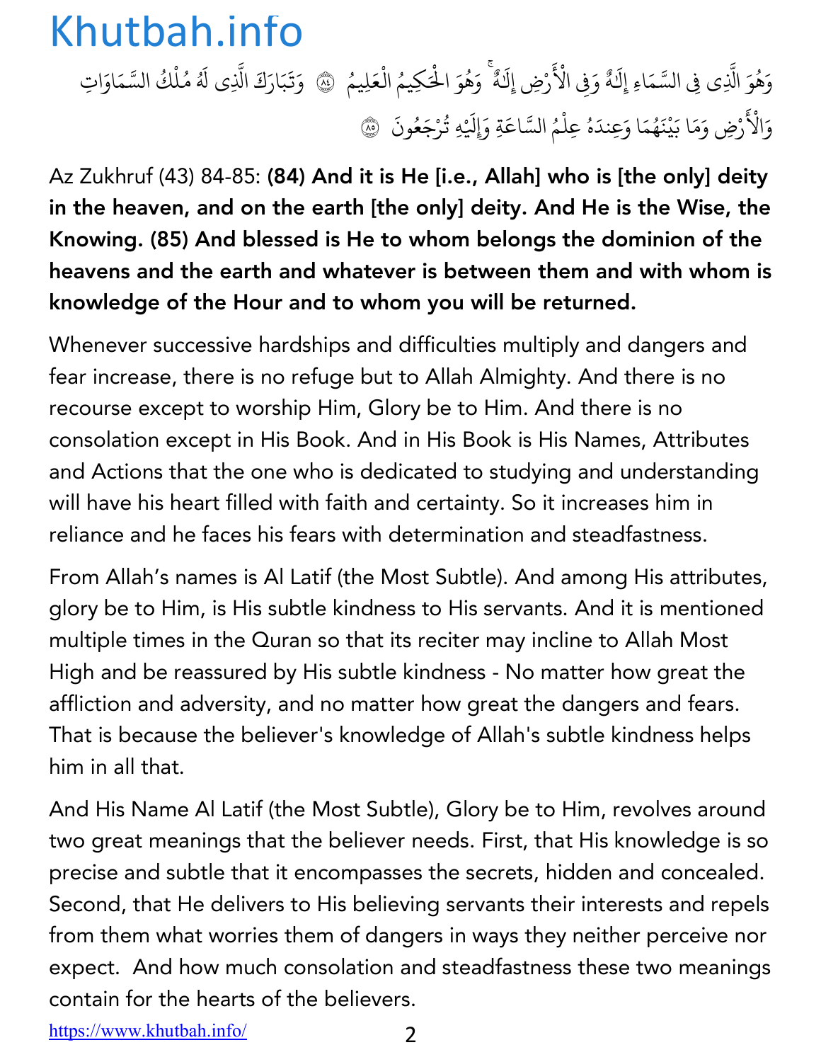وَهُوَ الَّذِى فِى السَّمَاءِ إِلَٰهٌ وَفِى الْأَرْضِ إِلَٰهٌ ۚ وَهُوَ الْحَكِيمُ الْعَلِيمُ ﴿٨٤﴾ وَتَبَارَكَ الَّذِى لَهُ مُلْكُ السَّمَاوَاتِ وَالْأَرْضِ وَمَا بَيْنَهُمَا وَعِندَهُ عِلْمُ السَّاعَةِ وَإِلَيْهِ تُرْجَعُونَ ﴿٨٥﴾

Az Zukhruf (43) 84-85: **(84) And it is He [i.e., Allah] who is [the only] deity in the heaven, and on the earth [the only] deity. And He is the Wise, the Knowing. (85) And blessed is He to whom belongs the dominion of the heavens and the earth and whatever is between them and with whom is knowledge of the Hour and to whom you will be returned.**

Whenever successive hardships and difficulties multiply and dangers and fear increase, there is no refuge but to Allah Almighty. And there is no recourse except to worship Him, Glory be to Him. And there is no consolation except in His Book. And in His Book is His Names, Attributes and Actions that the one who is dedicated to studying and understanding will have his heart filled with faith and certainty. So it increases him in reliance and he faces his fears with determination and steadfastness.

From Allah's names is Al Latif (the Most Subtle). And among His attributes, glory be to Him, is His subtle kindness to His servants. And it is mentioned multiple times in the Quran so that its reciter may incline to Allah Most High and be reassured by His subtle kindness - No matter how great the affliction and adversity, and no matter how great the dangers and fears. That is because the believer's knowledge of Allah's subtle kindness helps him in all that.

And His Name Al Latif (the Most Subtle), Glory be to Him, revolves around two great meanings that the believer needs. First, that His knowledge is so precise and subtle that it encompasses the secrets, hidden and concealed. Second, that He delivers to His believing servants their interests and repels from them what worries them of dangers in ways they neither perceive nor expect. And how much consolation and steadfastness these two meanings contain for the hearts of the believers.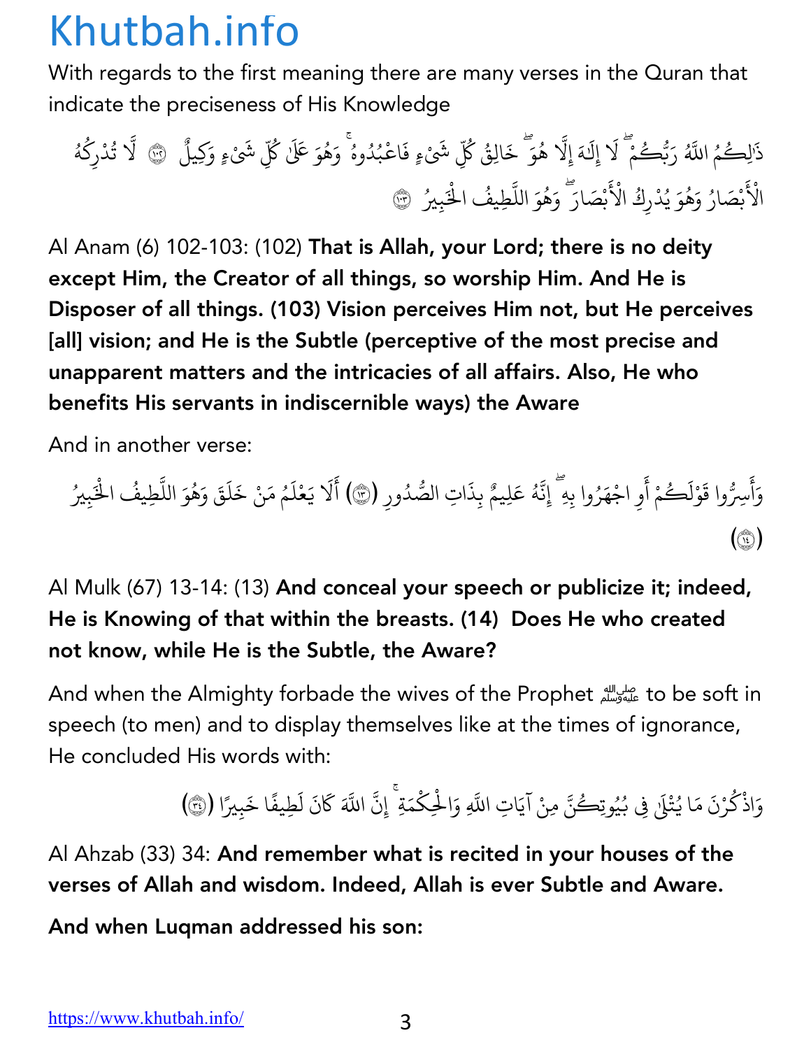With regards to the first meaning there are many verses in the Quran that indicate the preciseness of His Knowledge

ذَٰلِكُمُ اللَّهُ رَبُّكُمْ ۖ لَا إِلَٰهَ إِلَّا هُوَ ۖ خَالِقُ كُلِّ شَيْءٍ فَاعْبُدُوهُ ۚ وَهُوَ عَلَىٰ كُلِّ شَيْءٍ وَكِيلٌ ﴿١٠٢﴾ لَّا تُدْرِكُهُ الْأَبْصَارُ وَهُوَ يُدْرِكُ الْأَبْصَارَ ۖ وَهُوَ اللَّطِيفُ الْخَبِيرُ ﴿١٠٣﴾

Al Anam (6) 102-103: (102) **That is Allah, your Lord; there is no deity except Him, the Creator of all things, so worship Him. And He is Disposer of all things. (103) Vision perceives Him not, but He perceives [all] vision; and He is the Subtle (perceptive of the most precise and unapparent matters and the intricacies of all affairs. Also, He who benefits His servants in indiscernible ways) the Aware**

And in another verse:

وَأَسِرُّوا قَوْلَكُمْ أَوِ اجْهَرُوا بِهِ ۖ إِنَّهُ عَلِيمٌ بِذَاتِ الصُّدُورِ (﴿١٣﴾) أَلَا يَعْلَمُ مَنْ خَلَقَ وَهُوَ اللَّطِيفُ الْخَبِيرُ (﴿١٤﴾)

Al Mulk (67) 13-14: (13) **And conceal your speech or publicize it; indeed, He is Knowing of that within the breasts. (14) Does He who created not know, while He is the Subtle, the Aware?**

And when the Almighty forbade the wives of the Prophet ﷺ to be soft in speech (to men) and to display themselves like at the times of ignorance, He concluded His words with:

وَاذْكُرْنَ مَا يُتْلَىٰ فِي بُيُوتِكُنَّ مِنْ آيَاتِ اللَّهِ وَالْحِكْمَةِ ۚ إِنَّ اللَّهَ كَانَ لَطِيفًا خَبِيرًا (﴿٣٤﴾)

Al Ahzab (33) 34: **And remember what is recited in your houses of the verses of Allah and wisdom. Indeed, Allah is ever Subtle and Aware.**

**And when Luqman addressed his son:**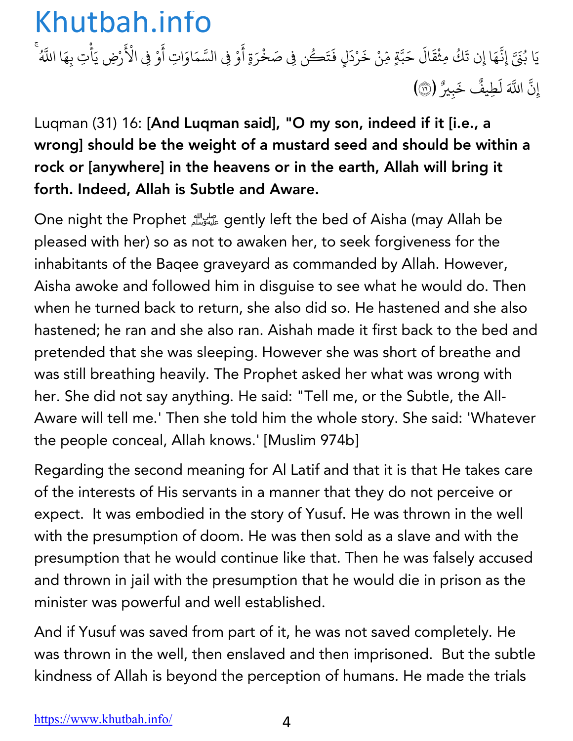يَا بُنَيَّ إِنَّهَا إِن تَكُ مِثْقَالَ حَبَّةٍ مِّنْ خَرْدَلٍ فَتَكُن فِي صَخْرَةٍ أَوْ فِي السَّمَاوَاتِ أَوْ فِي الْأَرْضِ يَأْتِ بِهَا اللَّهُ ۚ إِنَّ اللَّهَ لَطِيفٌ خَبِيرٌ (١٦)

Luqman (31) 16: **[And Luqman said], "O my son, indeed if it [i.e., a wrong] should be the weight of a mustard seed and should be within a rock or [anywhere] in the heavens or in the earth, Allah will bring it forth. Indeed, Allah is Subtle and Aware.**

One night the Prophet ﷺ gently left the bed of Aisha (may Allah be pleased with her) so as not to awaken her, to seek forgiveness for the inhabitants of the Baqee graveyard as commanded by Allah. However, Aisha awoke and followed him in disguise to see what he would do. Then when he turned back to return, she also did so. He hastened and she also hastened; he ran and she also ran. Aishah made it first back to the bed and pretended that she was sleeping. However she was short of breathe and was still breathing heavily. The Prophet asked her what was wrong with her. She did not say anything. He said: "Tell me, or the Subtle, the All-Aware will tell me.' Then she told him the whole story. She said: 'Whatever the people conceal, Allah knows.' [Muslim 974b]

Regarding the second meaning for Al Latif and that it is that He takes care of the interests of His servants in a manner that they do not perceive or expect. It was embodied in the story of Yusuf. He was thrown in the well with the presumption of doom. He was then sold as a slave and with the presumption that he would continue like that. Then he was falsely accused and thrown in jail with the presumption that he would die in prison as the minister was powerful and well established.

And if Yusuf was saved from part of it, he was not saved completely. He was thrown in the well, then enslaved and then imprisoned. But the subtle kindness of Allah is beyond the perception of humans. He made the trials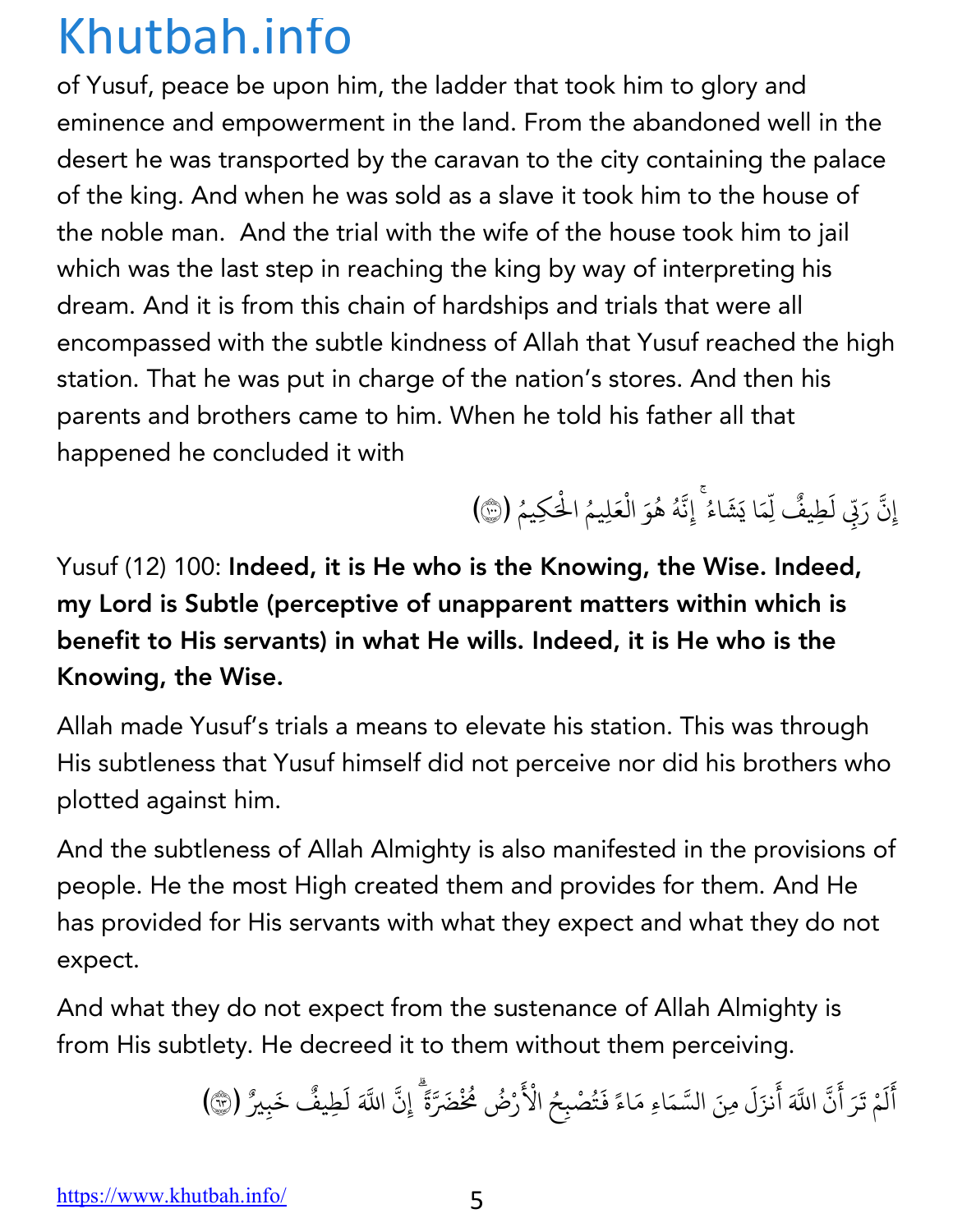of Yusuf, peace be upon him, the ladder that took him to glory and eminence and empowerment in the land. From the abandoned well in the desert he was transported by the caravan to the city containing the palace of the king. And when he was sold as a slave it took him to the house of the noble man.  And the trial with the wife of the house took him to jail which was the last step in reaching the king by way of interpreting his dream. And it is from this chain of hardships and trials that were all encompassed with the subtle kindness of Allah that Yusuf reached the high station. That he was put in charge of the nation's stores. And then his parents and brothers came to him. When he told his father all that happened he concluded it with

إِنَّ رَبِّي لَطِيفٌ لِّمَا يَشَاءُ ۚ إِنَّهُ هُوَ الْعَلِيمُ الْحَكِيمُ (١٠٠)

Yusuf (12) 100: **Indeed, it is He who is the Knowing, the Wise. Indeed, my Lord is Subtle (perceptive of unapparent matters within which is benefit to His servants) in what He wills. Indeed, it is He who is the Knowing, the Wise.**

Allah made Yusuf's trials a means to elevate his station. This was through His subtleness that Yusuf himself did not perceive nor did his brothers who plotted against him.

And the subtleness of Allah Almighty is also manifested in the provisions of people. He the most High created them and provides for them. And He has provided for His servants with what they expect and what they do not expect.

And what they do not expect from the sustenance of Allah Almighty is from His subtlety. He decreed it to them without them perceiving.

أَلَمْ تَرَ أَنَّ اللَّهَ أَنزَلَ مِنَ السَّمَاءِ مَاءً فَتُصْبِحُ الْأَرْضُ مُخْضَرَّةً ۗ إِنَّ اللَّهَ لَطِيفٌ خَبِيرٌ (٦٣)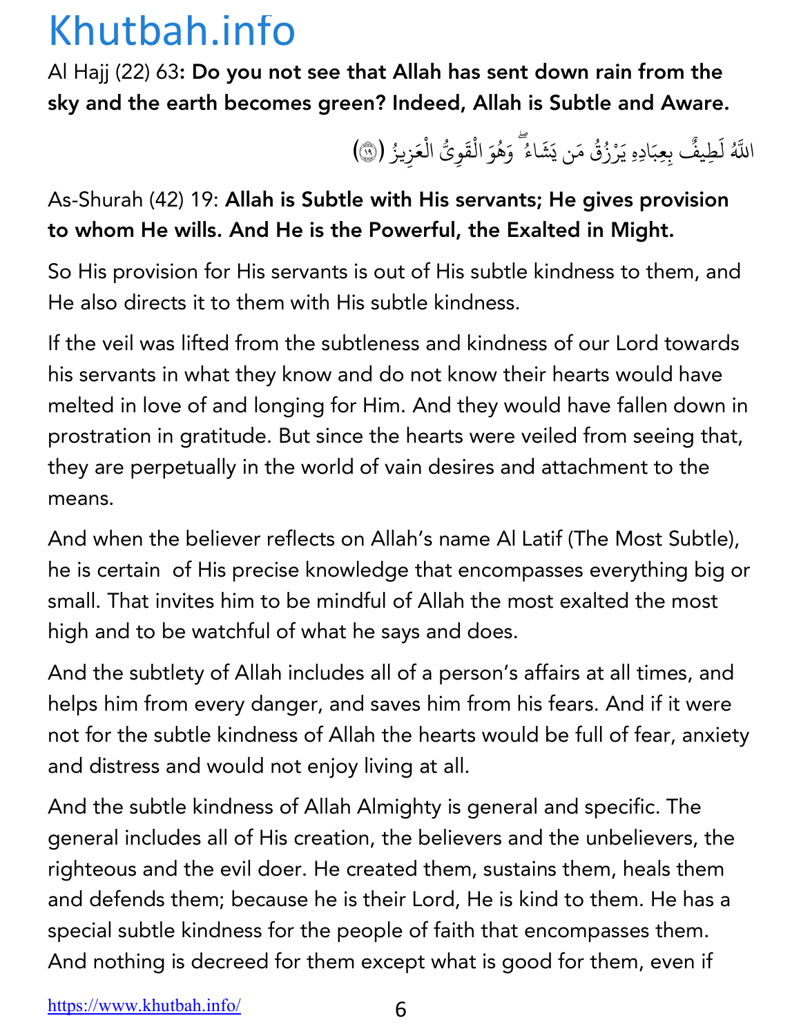Al Hajj (22) 63**: Do you not see that Allah has sent down rain from the sky and the earth becomes green? Indeed, Allah is Subtle and Aware.**

اللَّهُ لَطِيفٌ بِعِبَادِهِ يَرْزُقُ مَن يَشَاءُ ۖ وَهُوَ الْقَوِيُّ الْعَزِيزُ (١٩)

As-Shurah (42) 19: **Allah is Subtle with His servants; He gives provision to whom He wills. And He is the Powerful, the Exalted in Might.**

So His provision for His servants is out of His subtle kindness to them, and He also directs it to them with His subtle kindness.

If the veil was lifted from the subtleness and kindness of our Lord towards his servants in what they know and do not know their hearts would have melted in love of and longing for Him. And they would have fallen down in prostration in gratitude. But since the hearts were veiled from seeing that, they are perpetually in the world of vain desires and attachment to the means.

And when the believer reflects on Allah's name Al Latif (The Most Subtle), he is certain  of His precise knowledge that encompasses everything big or small. That invites him to be mindful of Allah the most exalted the most high and to be watchful of what he says and does.

And the subtlety of Allah includes all of a person's affairs at all times, and helps him from every danger, and saves him from his fears. And if it were not for the subtle kindness of Allah the hearts would be full of fear, anxiety and distress and would not enjoy living at all.

And the subtle kindness of Allah Almighty is general and specific. The general includes all of His creation, the believers and the unbelievers, the righteous and the evil doer. He created them, sustains them, heals them and defends them; because he is their Lord, He is kind to them. He has a special subtle kindness for the people of faith that encompasses them. And nothing is decreed for them except what is good for them, even if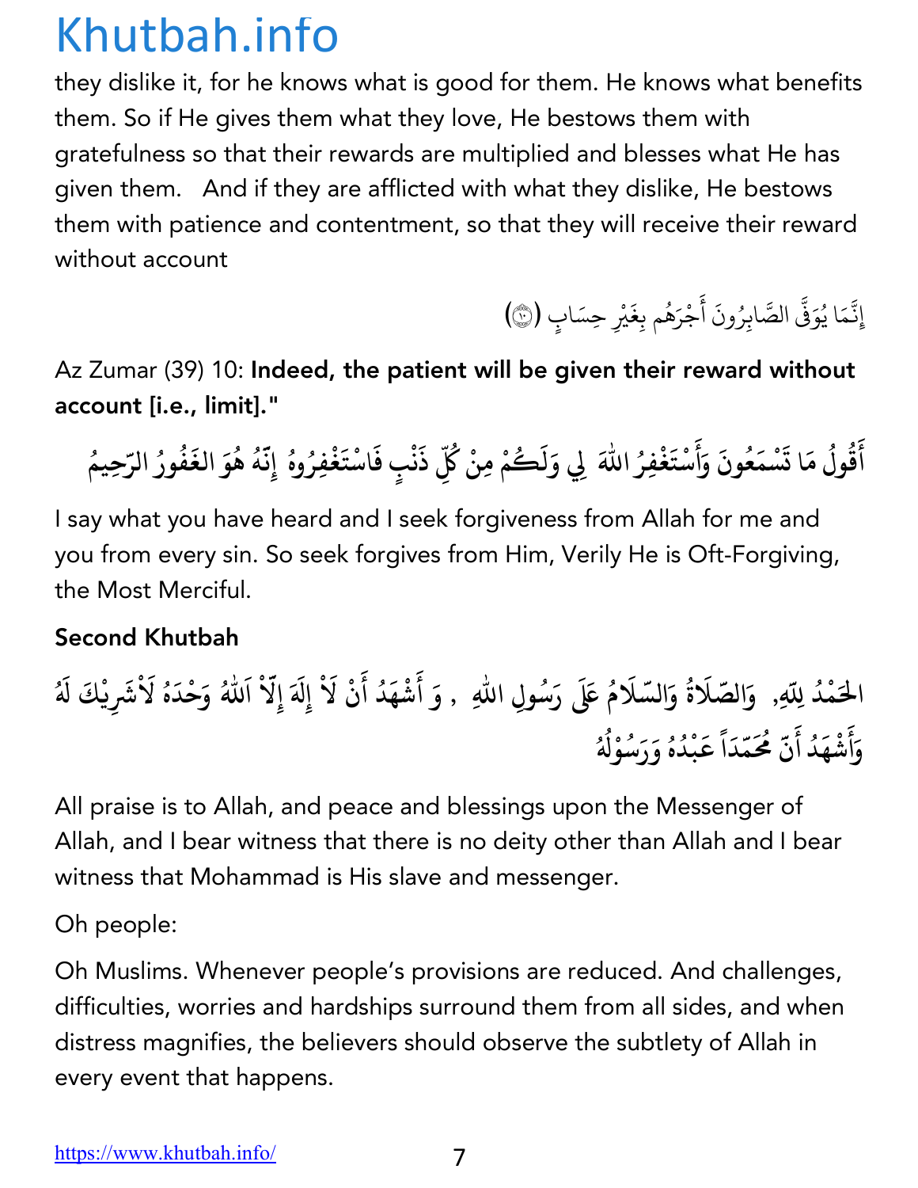they dislike it, for he knows what is good for them. He knows what benefits them. So if He gives them what they love, He bestows them with gratefulness so that their rewards are multiplied and blesses what He has given them.   And if they are afflicted with what they dislike, He bestows them with patience and contentment, so that they will receive their reward without account

إِنَّمَا يُوَفَّى الصَّابِرُونَ أَجْرَهُم بِغَيْرِ حِسَابٍ (١٠)

Az Zumar (39) 10: **Indeed, the patient will be given their reward without account [i.e., limit]."**

أَقُولُ مَا تَسْمَعُونَ وَأَسْتَغْفِرُ اللّٰهَ لِي وَلَكُمْ مِنْ كُلِّ ذَنْبٍ فَاسْتَغْفِرُوهُ إِنَّهُ هُوَ الغَفُورُ الرَّحِيمُ

I say what you have heard and I seek forgiveness from Allah for me and you from every sin. So seek forgives from Him, Verily He is Oft-Forgiving, the Most Merciful.

**Second Khutbah**

الحَمْدُ لِلّٰهِ, وَالصَّلَاةُ وَالسَّلَامُ عَلَى رَسُولِ اللّٰهِ , وَ أَشْهَدُ أَنْ لَاْ إِلَهَ إِلَّاْ اَللّٰهُ وَحْدَهُ لَاْشَرِيْكَ لَهُ وَأَشْهَدُ أَنّ مُحَمّدَاً عَبْدُهُ وَرَسُوْلُهُ

All praise is to Allah, and peace and blessings upon the Messenger of Allah, and I bear witness that there is no deity other than Allah and I bear witness that Mohammad is His slave and messenger.

Oh people:

Oh Muslims. Whenever people's provisions are reduced. And challenges, difficulties, worries and hardships surround them from all sides, and when distress magnifies, the believers should observe the subtlety of Allah in every event that happens.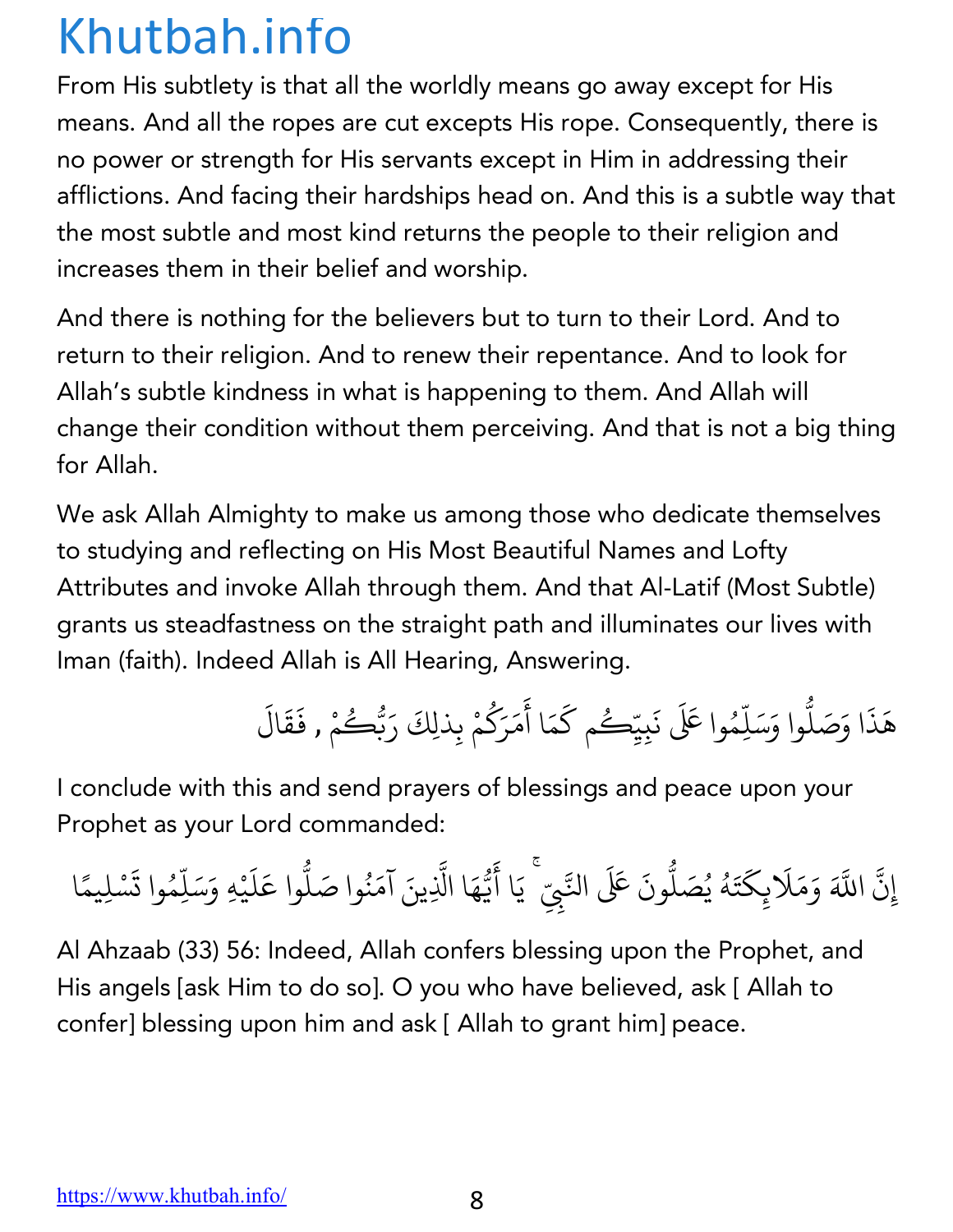From His subtlety is that all the worldly means go away except for His means. And all the ropes are cut excepts His rope. Consequently, there is no power or strength for His servants except in Him in addressing their afflictions. And facing their hardships head on. And this is a subtle way that the most subtle and most kind returns the people to their religion and increases them in their belief and worship.

And there is nothing for the believers but to turn to their Lord. And to return to their religion. And to renew their repentance. And to look for Allah's subtle kindness in what is happening to them. And Allah will change their condition without them perceiving. And that is not a big thing for Allah.

We ask Allah Almighty to make us among those who dedicate themselves to studying and reflecting on His Most Beautiful Names and Lofty Attributes and invoke Allah through them. And that Al-Latif (Most Subtle) grants us steadfastness on the straight path and illuminates our lives with Iman (faith). Indeed Allah is All Hearing, Answering.

هَذَا وَصَلُّوا وَسَلِّمُوا عَلَى نَبِيِّكُم كَمَا أَمَرَكُمْ بِذلِكَ رَبُّكُمْ , فَقَالَ

I conclude with this and send prayers of blessings and peace upon your Prophet as your Lord commanded:

إِنَّ اللَّهَ وَمَلَائِكَتَهُ يُصَلُّونَ عَلَى النَّبِيِّ ۚ يَا أَيُّهَا الَّذِينَ آمَنُوا صَلُّوا عَلَيْهِ وَسَلِّمُوا تَسْلِيمًا

Al Ahzaab (33) 56: Indeed, Allah confers blessing upon the Prophet, and His angels [ask Him to do so]. O you who have believed, ask [ Allah to confer] blessing upon him and ask [ Allah to grant him] peace.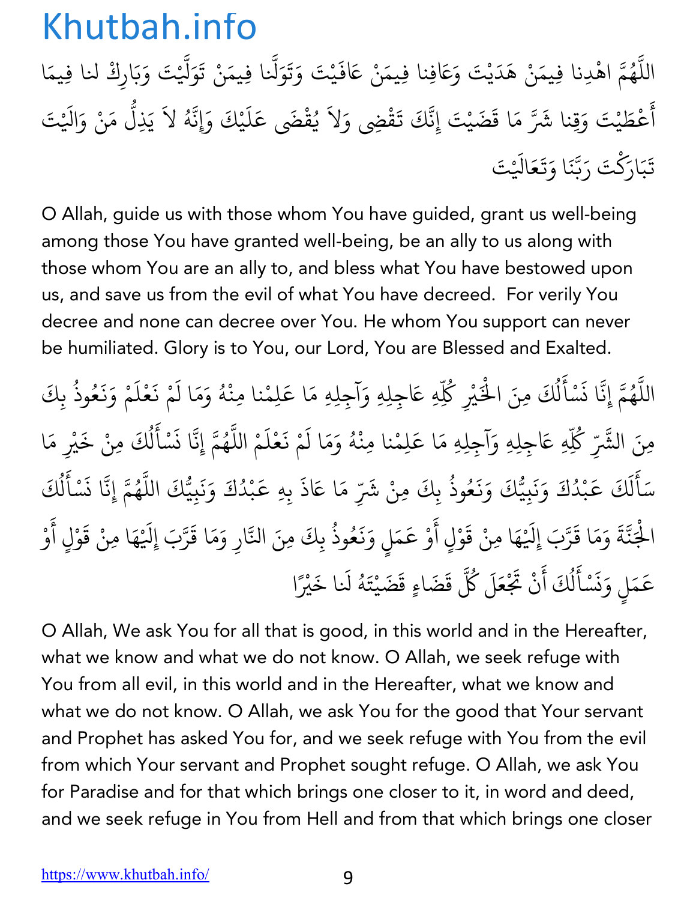اللَّهُمَّ اهْدِنا فِيمَنْ هَدَيْتَ وَعَافِنا فِيمَنْ عَافَيْتَ وَتَوَلَّنا فِيمَنْ تَوَلَّيْتَ وَبَارِكْ لنا فِيمَا أَعْطَيْتَ وَقِنا شَرَّ مَا قَضَيْتَ إِنَّكَ تَقْضِي وَلاَ يُقْضَى عَلَيْكَ وَإِنَّهُ لاَ يَذِلُّ مَنْ وَالَيْتَ تَبَارَكْتَ رَبَّنَا وَتَعَالَيْتَ

O Allah, guide us with those whom You have guided, grant us well-being among those You have granted well-being, be an ally to us along with those whom You are an ally to, and bless what You have bestowed upon us, and save us from the evil of what You have decreed. For verily You decree and none can decree over You. He whom You support can never be humiliated. Glory is to You, our Lord, You are Blessed and Exalted.

اللَّهُمَّ إِنَّا نَسْأَلُكَ مِنَ الْخَيْرِ كُلِّهِ عَاجِلِهِ وَآجِلِهِ مَا عَلِمْنا مِنْهُ وَمَا لَمْ نَعْلَمْ وَنَعُوذُ بِكَ مِنَ الشَّرِّ كُلِّهِ عَاجِلِهِ وَآجِلِهِ مَا عَلِمْنا مِنْهُ وَمَا لَمْ نَعْلَمْ اللَّهُمَّ إِنَّا نَسْأَلُكَ مِنْ خَيْرِ مَا سَأَلَكَ عَبْدُكَ وَنَبِيُّكَ وَنَعُوذُ بِكَ مِنْ شَرِّ مَا عَاذَ بِهِ عَبْدُكَ وَنَبِيُّكَ اللَّهُمَّ إِنَّا نَسْأَلُكَ الْجَنَّةَ وَمَا قَرَّبَ إِلَيْهَا مِنْ قَوْلٍ أَوْ عَمَلٍ وَنَعُوذُ بِكَ مِنَ النَّارِ وَمَا قَرَّبَ إِلَيْهَا مِنْ قَوْلٍ أَوْ عَمَلٍ وَنَسْأَلُكَ أَنْ تَجْعَلَ كُلَّ قَضَاءٍ قَضَيْتَهُ لَنا خَيْرًا

O Allah, We ask You for all that is good, in this world and in the Hereafter, what we know and what we do not know. O Allah, we seek refuge with You from all evil, in this world and in the Hereafter, what we know and what we do not know. O Allah, we ask You for the good that Your servant and Prophet has asked You for, and we seek refuge with You from the evil from which Your servant and Prophet sought refuge. O Allah, we ask You for Paradise and for that which brings one closer to it, in word and deed, and we seek refuge in You from Hell and from that which brings one closer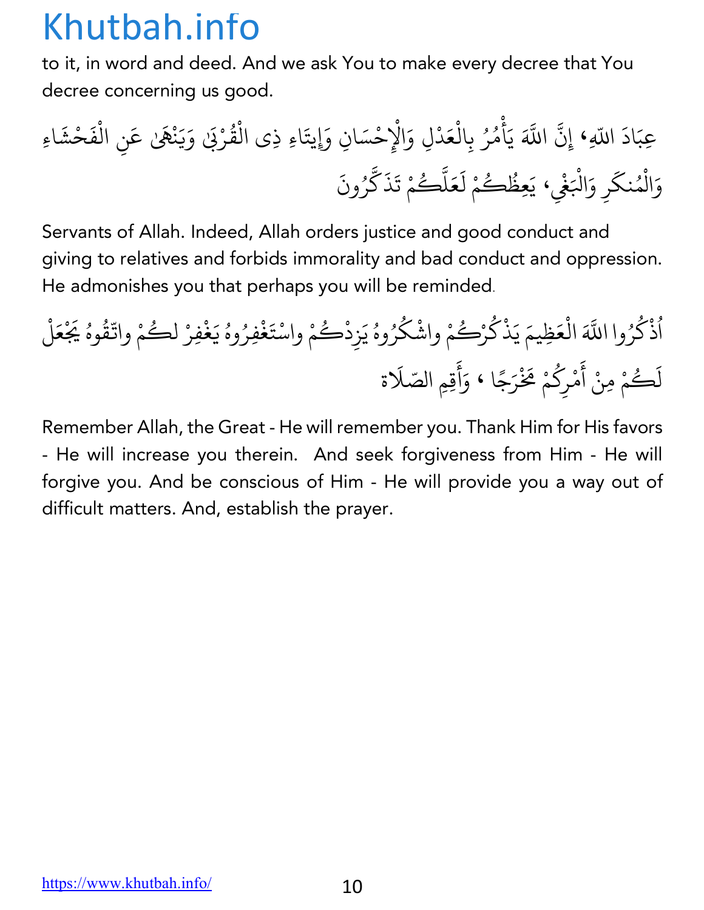to it, in word and deed. And we ask You to make every decree that You decree concerning us good.

عِبَادَ اللهِ، إِنَّ اللَّهَ يَأْمُرُ بِالْعَدْلِ وَالْإِحْسَانِ وَإِيتَاءِ ذِى الْقُرْبَىٰ وَيَنْهَىٰ عَنِ الْفَحْشَاءِ وَالْمُنكَرِ وَالْبَغْيِ، يَعِظُكُمْ لَعَلَّكُمْ تَذَكَّرُونَ

Servants of Allah. Indeed, Allah orders justice and good conduct and giving to relatives and forbids immorality and bad conduct and oppression. He admonishes you that perhaps you will be reminded.

أُذْكُرُوا اللَّهَ الْعَظِيمَ يَذْكُرْكُمْ واشْكُرُوهُ يَزِدْكُمْ واسْتَغْفِرُوهُ يَغْفِرْ لكُمْ واتّقُوهُ يَجْعَلْ لَكُمْ مِنْ أَمْرِكُمْ مَخْرَجًا ، وَأَقِمِ الصّلَاة

Remember Allah, the Great - He will remember you. Thank Him for His favors - He will increase you therein. And seek forgiveness from Him - He will forgive you. And be conscious of Him - He will provide you a way out of difficult matters. And, establish the prayer.

https://www.khutbah.info/